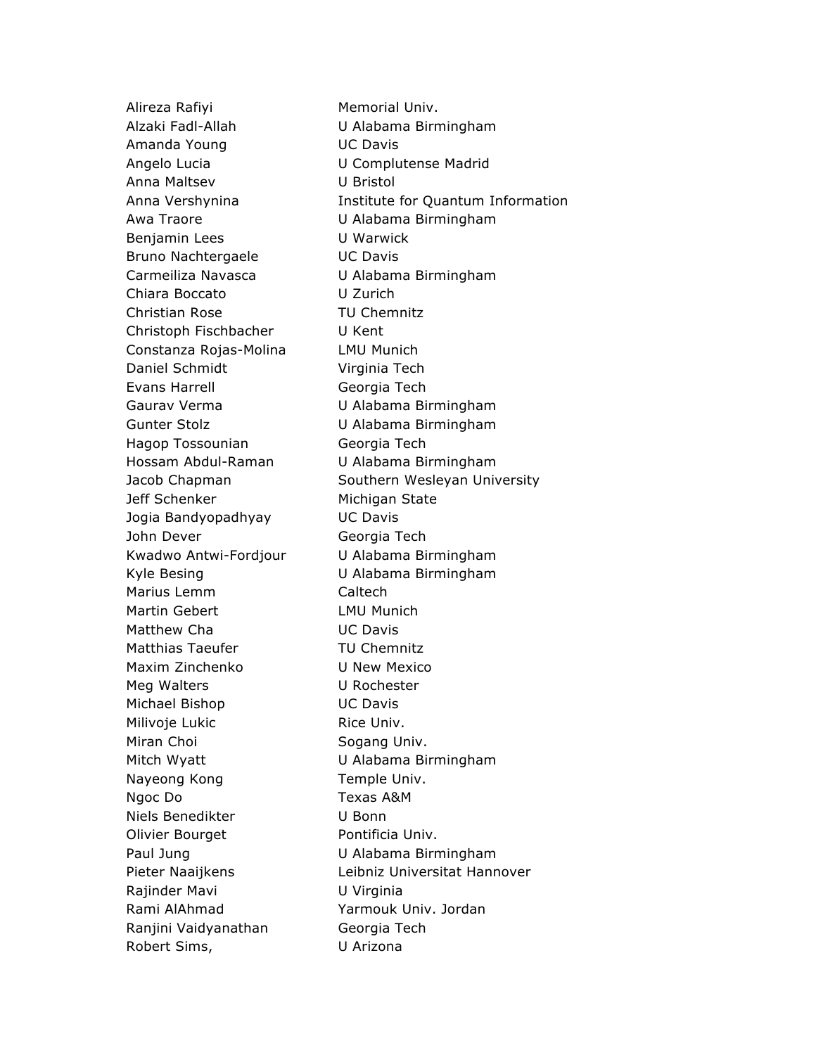| | |
|---|---|
| Alireza Rafiyi | Memorial Univ. |
| Alzaki Fadl-Allah | U Alabama Birmingham |
| Amanda Young | UC Davis |
| Angelo Lucia | U Complutense Madrid |
| Anna Maltsev | U Bristol |
| Anna Vershynina | Institute for Quantum Information |
| Awa Traore | U Alabama Birmingham |
| Benjamin Lees | U Warwick |
| Bruno Nachtergaele | UC Davis |
| Carmeiliza Navasca | U Alabama Birmingham |
| Chiara Boccato | U Zurich |
| Christian Rose | TU Chemnitz |
| Christoph Fischbacher | U Kent |
| Constanza Rojas-Molina | LMU Munich |
| Daniel Schmidt | Virginia Tech |
| Evans Harrell | Georgia Tech |
| Gaurav Verma | U Alabama Birmingham |
| Gunter Stolz | U Alabama Birmingham |
| Hagop Tossounian | Georgia Tech |
| Hossam Abdul-Raman | U Alabama Birmingham |
| Jacob Chapman | Southern Wesleyan University |
| Jeff Schenker | Michigan State |
| Jogia Bandyopadhyay | UC Davis |
| John Dever | Georgia Tech |
| Kwadwo Antwi-Fordjour | U Alabama Birmingham |
| Kyle Besing | U Alabama Birmingham |
| Marius Lemm | Caltech |
| Martin Gebert | LMU Munich |
| Matthew Cha | UC Davis |
| Matthias Taeufer | TU Chemnitz |
| Maxim Zinchenko | U New Mexico |
| Meg Walters | U Rochester |
| Michael Bishop | UC Davis |
| Milivoje Lukic | Rice Univ. |
| Miran Choi | Sogang Univ. |
| Mitch Wyatt | U Alabama Birmingham |
| Nayeong Kong | Temple Univ. |
| Ngoc Do | Texas A&M |
| Niels Benedikter | U Bonn |
| Olivier Bourget | Pontificia Univ. |
| Paul Jung | U Alabama Birmingham |
| Pieter Naaijkens | Leibniz Universitat Hannover |
| Rajinder Mavi | U Virginia |
| Rami AlAhmad | Yarmouk Univ. Jordan |
| Ranjini Vaidyanathan | Georgia Tech |
| Robert Sims, | U Arizona |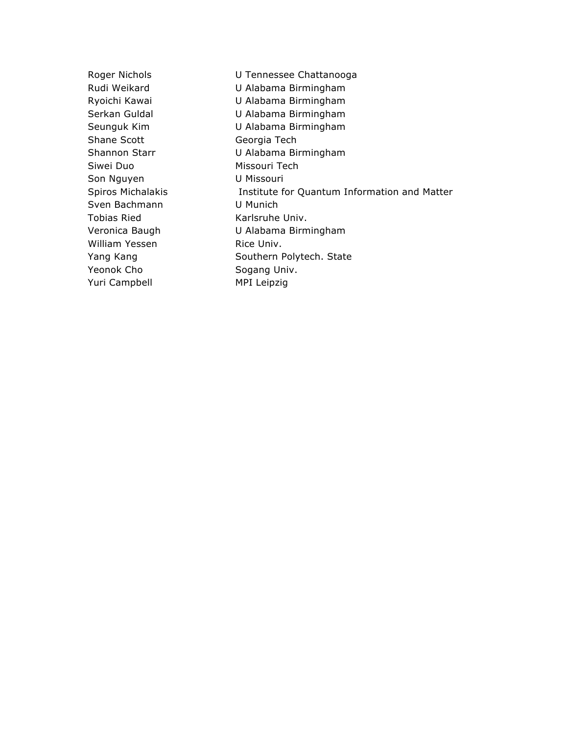| | |
|---|---|
| Roger Nichols | U Tennessee Chattanooga |
| Rudi Weikard | U Alabama Birmingham |
| Ryoichi Kawai | U Alabama Birmingham |
| Serkan Guldal | U Alabama Birmingham |
| Seunguk Kim | U Alabama Birmingham |
| Shane Scott | Georgia Tech |
| Shannon Starr | U Alabama Birmingham |
| Siwei Duo | Missouri Tech |
| Son Nguyen | U Missouri |
| Spiros Michalakis | Institute for Quantum Information and Matter |
| Sven Bachmann | U Munich |
| Tobias Ried | Karlsruhe Univ. |
| Veronica Baugh | U Alabama Birmingham |
| William Yessen | Rice Univ. |
| Yang Kang | Southern Polytech. State |
| Yeonok Cho | Sogang Univ. |
| Yuri Campbell | MPI Leipzig |